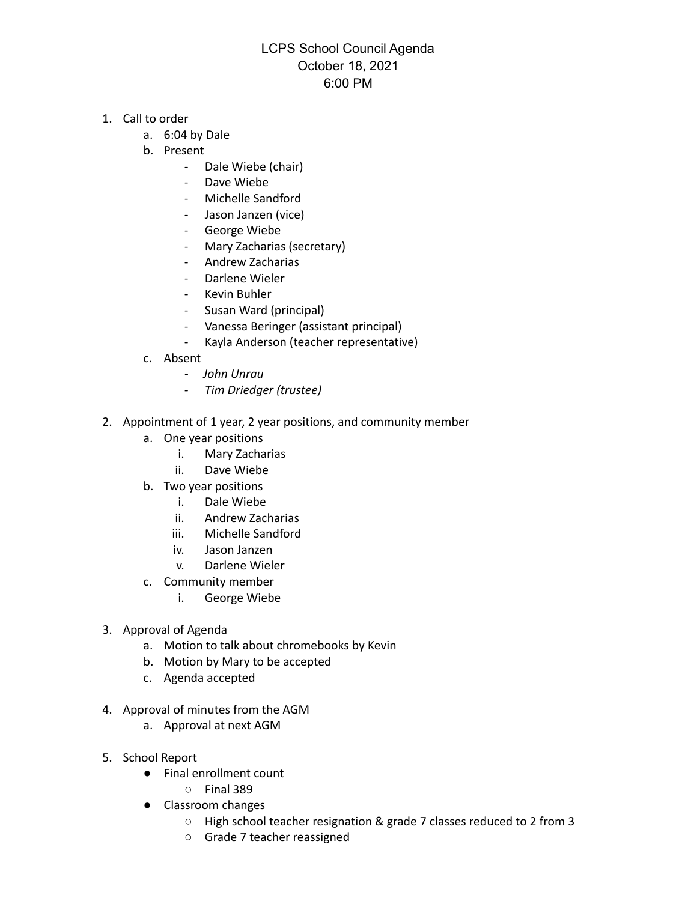# LCPS School Council Agenda
## October 18, 2021
## 6:00 PM

1. Call to order
   a. 6:04 by Dale
   b. Present
      - Dale Wiebe (chair)
      - Dave Wiebe
      - Michelle Sandford
      - Jason Janzen (vice)
      - George Wiebe
      - Mary Zacharias (secretary)
      - Andrew Zacharias
      - Darlene Wieler
      - Kevin Buhler
      - Susan Ward (principal)
      - Vanessa Beringer (assistant principal)
      - Kayla Anderson (teacher representative)
   c. Absent
      - *John Unrau*
      - *Tim Driedger (trustee)*

2. Appointment of 1 year, 2 year positions, and community member
   a. One year positions
      i. Mary Zacharias
      ii. Dave Wiebe
   b. Two year positions
      i. Dale Wiebe
      ii. Andrew Zacharias
      iii. Michelle Sandford
      iv. Jason Janzen
      v. Darlene Wieler
   c. Community member
      i. George Wiebe

3. Approval of Agenda
   a. Motion to talk about chromebooks by Kevin
   b. Motion by Mary to be accepted
   c. Agenda accepted

4. Approval of minutes from the AGM
   a. Approval at next AGM

5. School Report
   - Final enrollment count
     - Final 389
   - Classroom changes
     - High school teacher resignation & grade 7 classes reduced to 2 from 3
     - Grade 7 teacher reassigned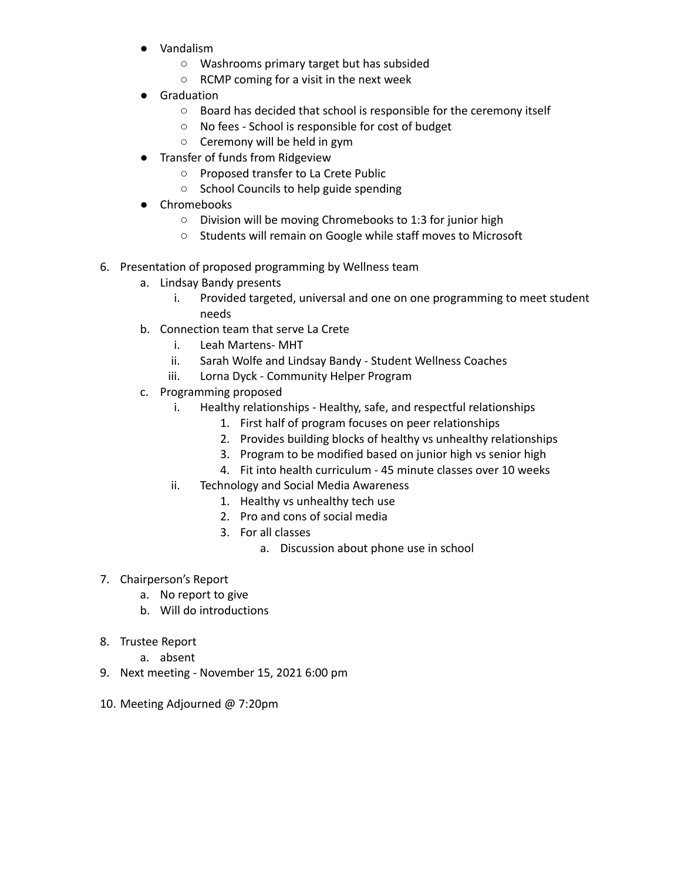- Vandalism
  - Washrooms primary target but has subsided
  - RCMP coming for a visit in the next week
- Graduation
  - Board has decided that school is responsible for the ceremony itself
  - No fees - School is responsible for cost of budget
  - Ceremony will be held in gym
- Transfer of funds from Ridgeview
  - Proposed transfer to La Crete Public
  - School Councils to help guide spending
- Chromebooks
  - Division will be moving Chromebooks to 1:3 for junior high
  - Students will remain on Google while staff moves to Microsoft

6. Presentation of proposed programming by Wellness team
   a. Lindsay Bandy presents
      i. Provided targeted, universal and one on one programming to meet student needs
   b. Connection team that serve La Crete
      i. Leah Martens- MHT
      ii. Sarah Wolfe and Lindsay Bandy - Student Wellness Coaches
      iii. Lorna Dyck - Community Helper Program
   c. Programming proposed
      i. Healthy relationships - Healthy, safe, and respectful relationships
         1. First half of program focuses on peer relationships
         2. Provides building blocks of healthy vs unhealthy relationships
         3. Program to be modified based on junior high vs senior high
         4. Fit into health curriculum - 45 minute classes over 10 weeks
      ii. Technology and Social Media Awareness
         1. Healthy vs unhealthy tech use
         2. Pro and cons of social media
         3. For all classes
            a. Discussion about phone use in school

7. Chairperson's Report
   a. No report to give
   b. Will do introductions

8. Trustee Report
   a. absent
9. Next meeting - November 15, 2021 6:00 pm

10. Meeting Adjourned @ 7:20pm